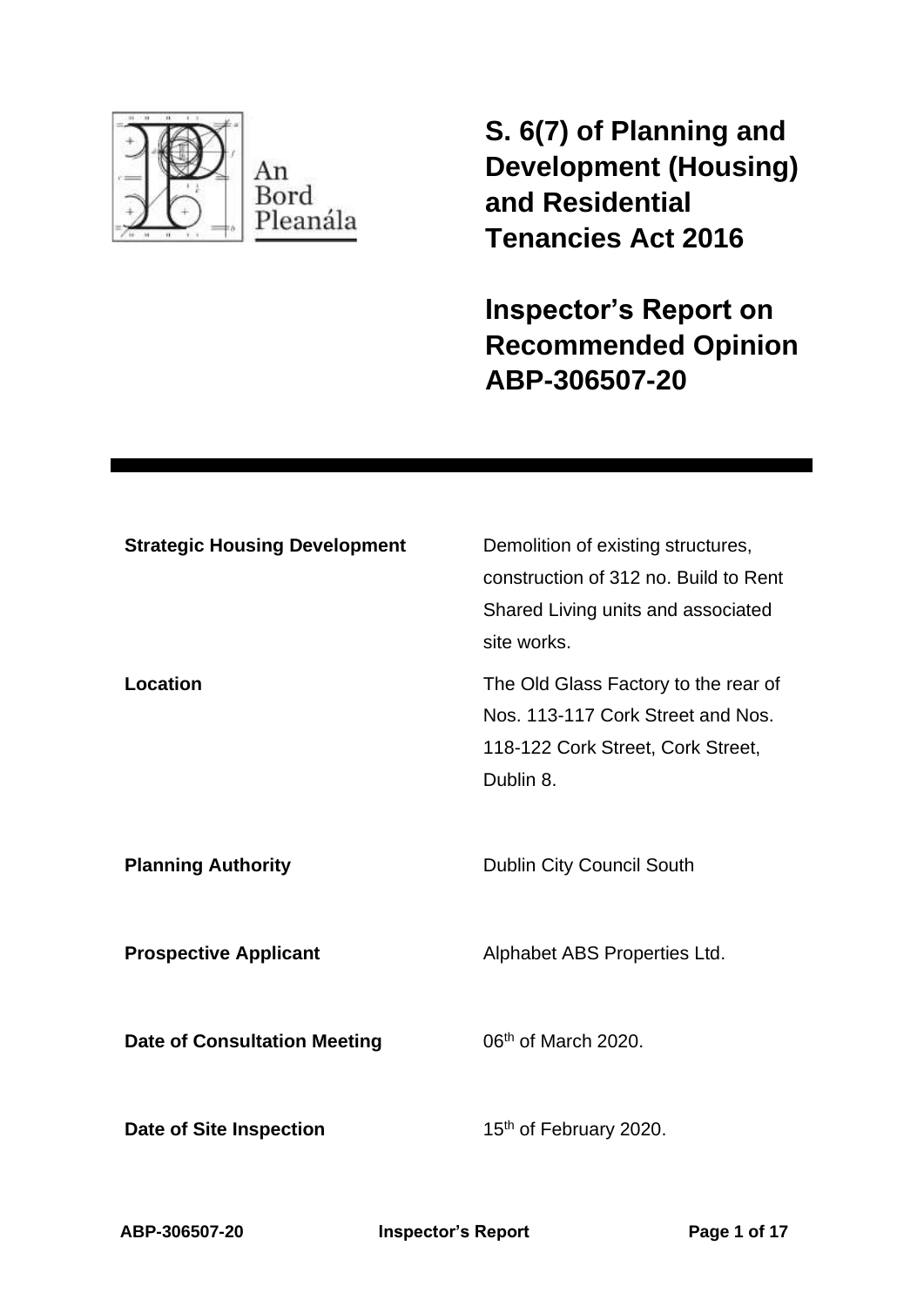An Bord Pleanála

# S. 6(7) of Planning and Development (Housing) and Residential Tenancies Act 2016

# Inspector's Report on Recommended Opinion ABP-306507-20

| | |
|---|---|
| **Strategic Housing Development** | Demolition of existing structures, construction of 312 no. Build to Rent Shared Living units and associated site works. |
| **Location** | The Old Glass Factory to the rear of Nos. 113-117 Cork Street and Nos. 118-122 Cork Street, Cork Street, Dublin 8. |
| **Planning Authority** | Dublin City Council South |
| **Prospective Applicant** | Alphabet ABS Properties Ltd. |
| **Date of Consultation Meeting** | 06th of March 2020. |
| **Date of Site Inspection** | 15th of February 2020. |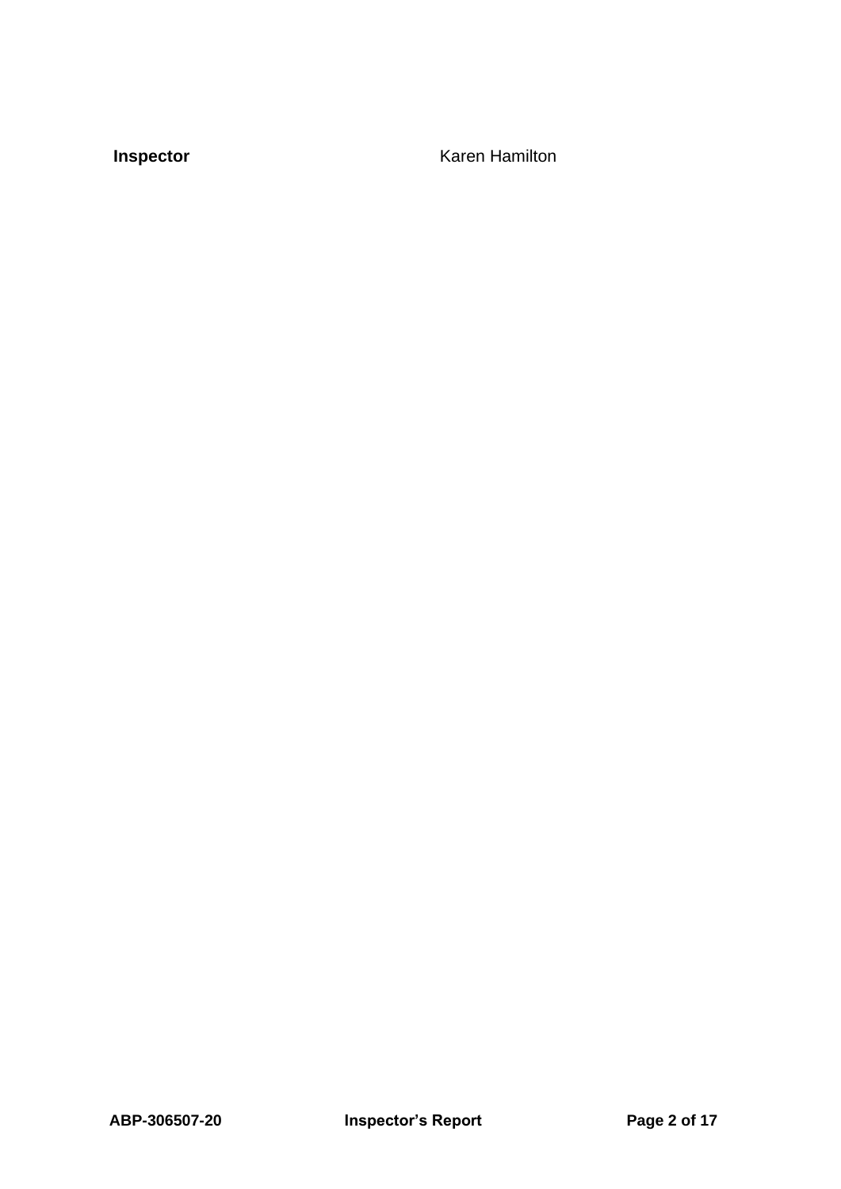**Inspector** Karen Hamilton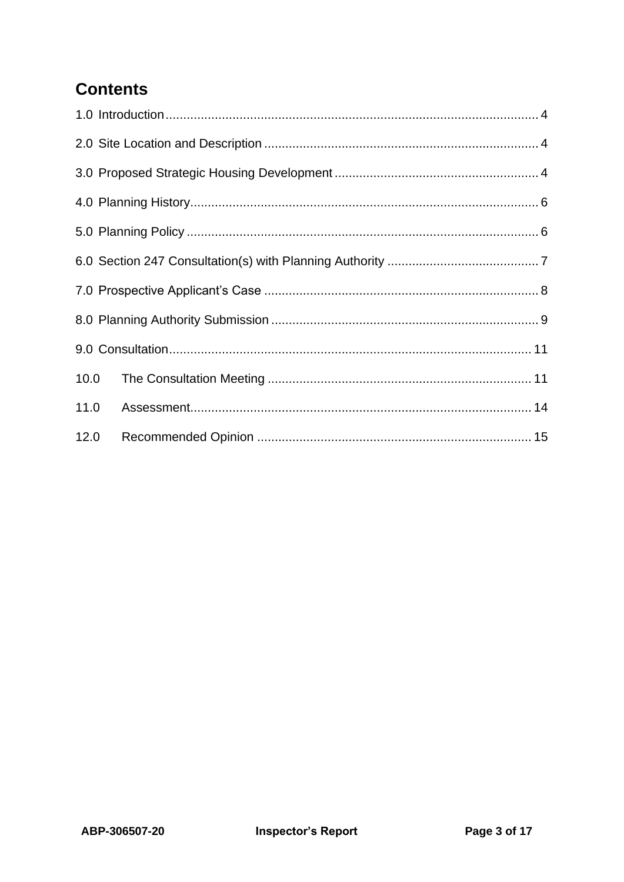## Contents

1.0 Introduction ..... 4

2.0 Site Location and Description ..... 4

3.0 Proposed Strategic Housing Development ..... 4

4.0 Planning History ..... 6

5.0 Planning Policy ..... 6

6.0 Section 247 Consultation(s) with Planning Authority ..... 7

7.0 Prospective Applicant's Case ..... 8

8.0 Planning Authority Submission ..... 9

9.0 Consultation ..... 11

10.0 The Consultation Meeting ..... 11

11.0 Assessment ..... 14

12.0 Recommended Opinion ..... 15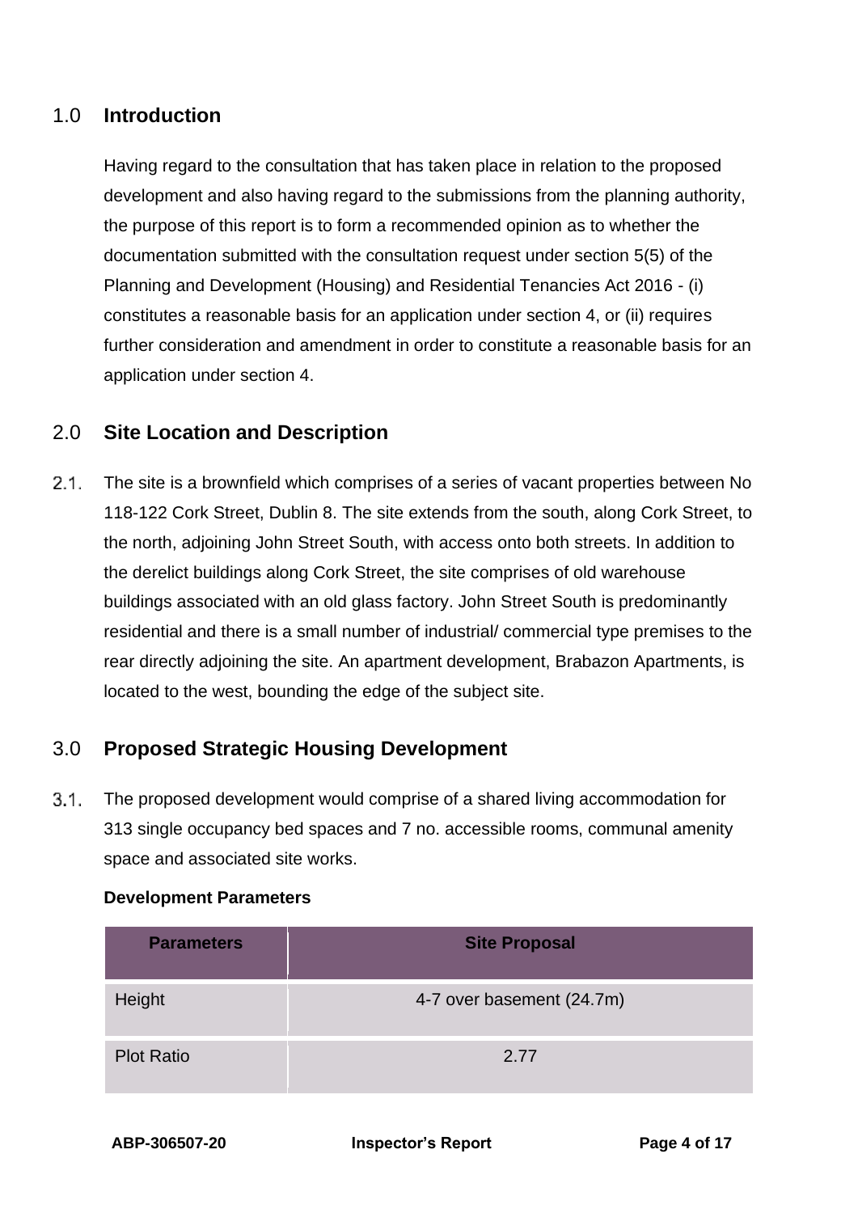## 1.0 Introduction

Having regard to the consultation that has taken place in relation to the proposed development and also having regard to the submissions from the planning authority, the purpose of this report is to form a recommended opinion as to whether the documentation submitted with the consultation request under section 5(5) of the Planning and Development (Housing) and Residential Tenancies Act 2016 - (i) constitutes a reasonable basis for an application under section 4, or (ii) requires further consideration and amendment in order to constitute a reasonable basis for an application under section 4.

## 2.0 Site Location and Description

2.1. The site is a brownfield which comprises of a series of vacant properties between No 118-122 Cork Street, Dublin 8. The site extends from the south, along Cork Street, to the north, adjoining John Street South, with access onto both streets. In addition to the derelict buildings along Cork Street, the site comprises of old warehouse buildings associated with an old glass factory. John Street South is predominantly residential and there is a small number of industrial/ commercial type premises to the rear directly adjoining the site. An apartment development, Brabazon Apartments, is located to the west, bounding the edge of the subject site.

## 3.0 Proposed Strategic Housing Development

3.1. The proposed development would comprise of a shared living accommodation for 313 single occupancy bed spaces and 7 no. accessible rooms, communal amenity space and associated site works.

**Development Parameters**

| Parameters | Site Proposal |
|---|---|
| Height | 4-7 over basement (24.7m) |
| Plot Ratio | 2.77 |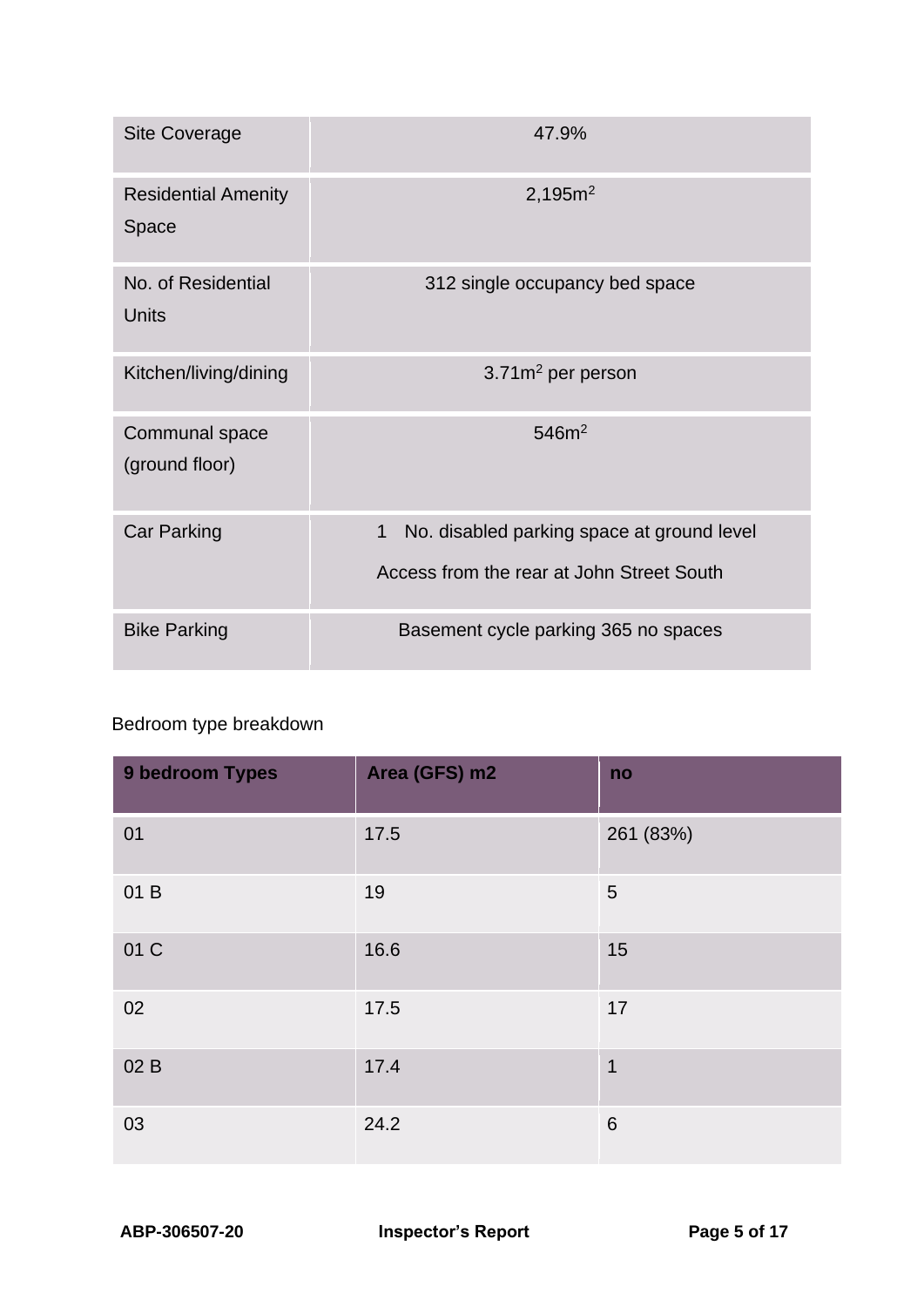| Site Coverage | 47.9% |
|---|---|
| Residential Amenity Space | 2,195m$^2$ |
| No. of Residential Units | 312 single occupancy bed space |
| Kitchen/living/dining | 3.71m$^2$ per person |
| Communal space (ground floor) | 546m$^2$ |
| Car Parking | 1 No. disabled parking space at ground level<br>Access from the rear at John Street South |
| Bike Parking | Basement cycle parking 365 no spaces |

Bedroom type breakdown

| 9 bedroom Types | Area (GFS) m2 | no |
|---|---|---|
| 01 | 17.5 | 261 (83%) |
| 01 B | 19 | 5 |
| 01 C | 16.6 | 15 |
| 02 | 17.5 | 17 |
| 02 B | 17.4 | 1 |
| 03 | 24.2 | 6 |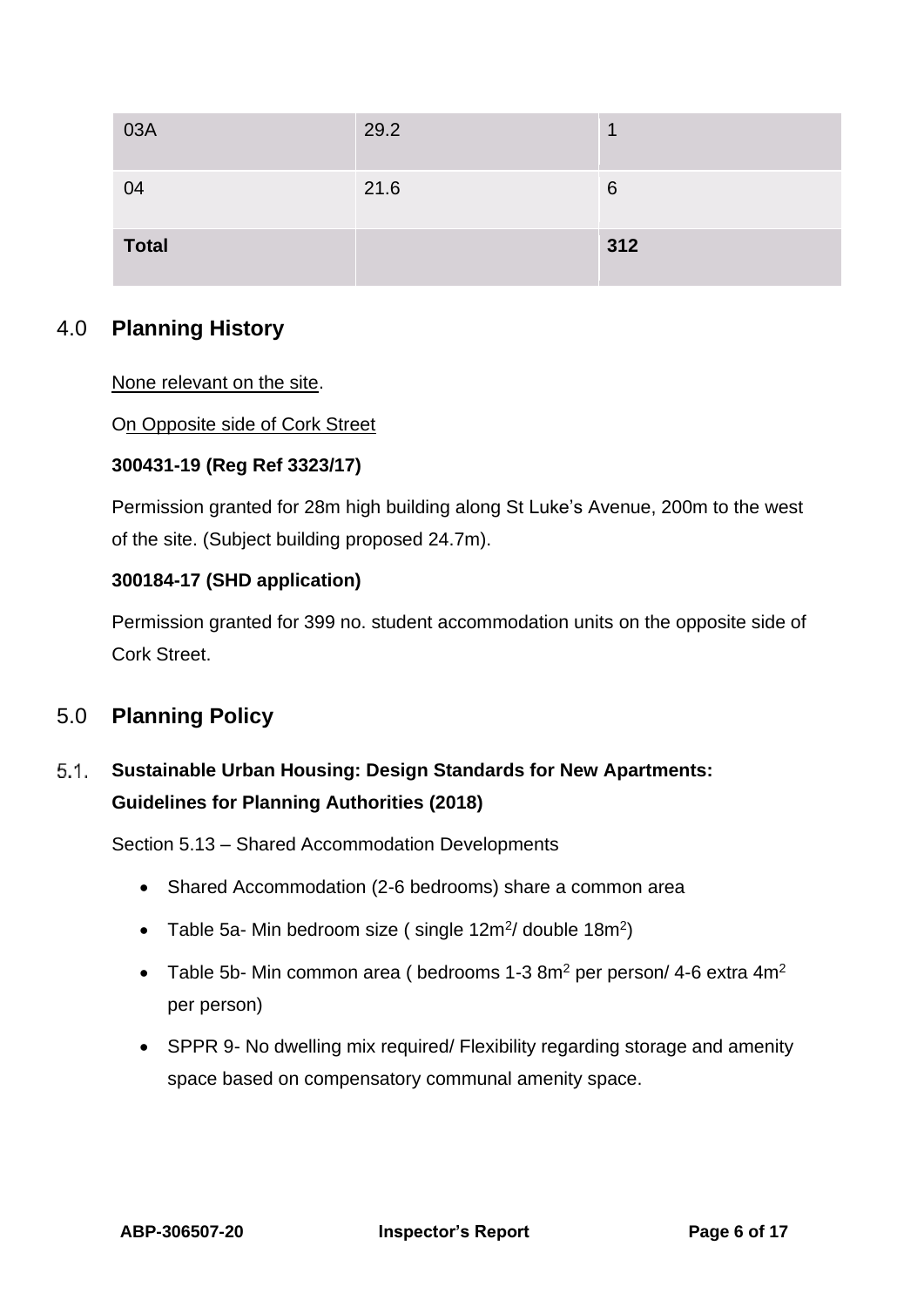| | | |
|---|---|---|
| 03A | 29.2 | 1 |
| 04 | 21.6 | 6 |
| **Total** | | **312** |

## 4.0 Planning History

None relevant on the site.

On Opposite side of Cork Street

**300431-19 (Reg Ref 3323/17)**

Permission granted for 28m high building along St Luke's Avenue, 200m to the west of the site. (Subject building proposed 24.7m).

**300184-17 (SHD application)**

Permission granted for 399 no. student accommodation units on the opposite side of Cork Street.

## 5.0 Planning Policy

### 5.1. Sustainable Urban Housing: Design Standards for New Apartments: Guidelines for Planning Authorities (2018)

Section 5.13 – Shared Accommodation Developments

- Shared Accommodation (2-6 bedrooms) share a common area
- Table 5a- Min bedroom size ( single 12m$^2$/ double 18m$^2$)
- Table 5b- Min common area ( bedrooms 1-3 8m$^2$ per person/ 4-6 extra 4m$^2$ per person)
- SPPR 9- No dwelling mix required/ Flexibility regarding storage and amenity space based on compensatory communal amenity space.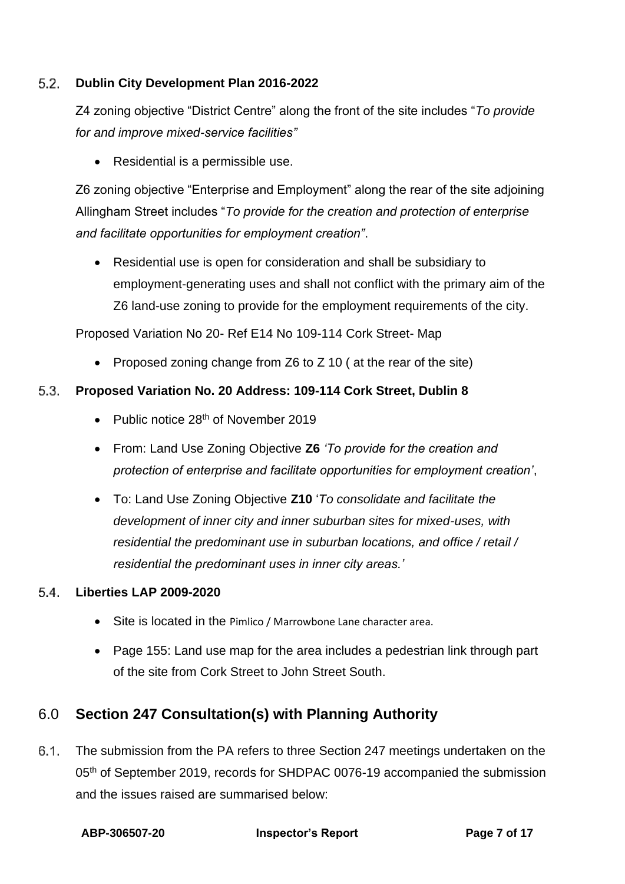### 5.2. Dublin City Development Plan 2016-2022

Z4 zoning objective "District Centre" along the front of the site includes "*To provide for and improve mixed-service facilities"*

- Residential is a permissible use.

Z6 zoning objective "Enterprise and Employment" along the rear of the site adjoining Allingham Street includes "*To provide for the creation and protection of enterprise and facilitate opportunities for employment creation"*.

- Residential use is open for consideration and shall be subsidiary to employment-generating uses and shall not conflict with the primary aim of the Z6 land-use zoning to provide for the employment requirements of the city.

Proposed Variation No 20- Ref E14 No 109-114 Cork Street- Map

- Proposed zoning change from Z6 to Z 10 ( at the rear of the site)

### 5.3. Proposed Variation No. 20 Address: 109-114 Cork Street, Dublin 8

- Public notice 28th of November 2019
- From: Land Use Zoning Objective **Z6** *'To provide for the creation and protection of enterprise and facilitate opportunities for employment creation'*,
- To: Land Use Zoning Objective **Z10** '*To consolidate and facilitate the development of inner city and inner suburban sites for mixed-uses, with residential the predominant use in suburban locations, and office / retail / residential the predominant uses in inner city areas.'*

### 5.4. Liberties LAP 2009-2020

- Site is located in the Pimlico / Marrowbone Lane character area.
- Page 155: Land use map for the area includes a pedestrian link through part of the site from Cork Street to John Street South.

## 6.0 Section 247 Consultation(s) with Planning Authority

6.1. The submission from the PA refers to three Section 247 meetings undertaken on the 05th of September 2019, records for SHDPAC 0076-19 accompanied the submission and the issues raised are summarised below: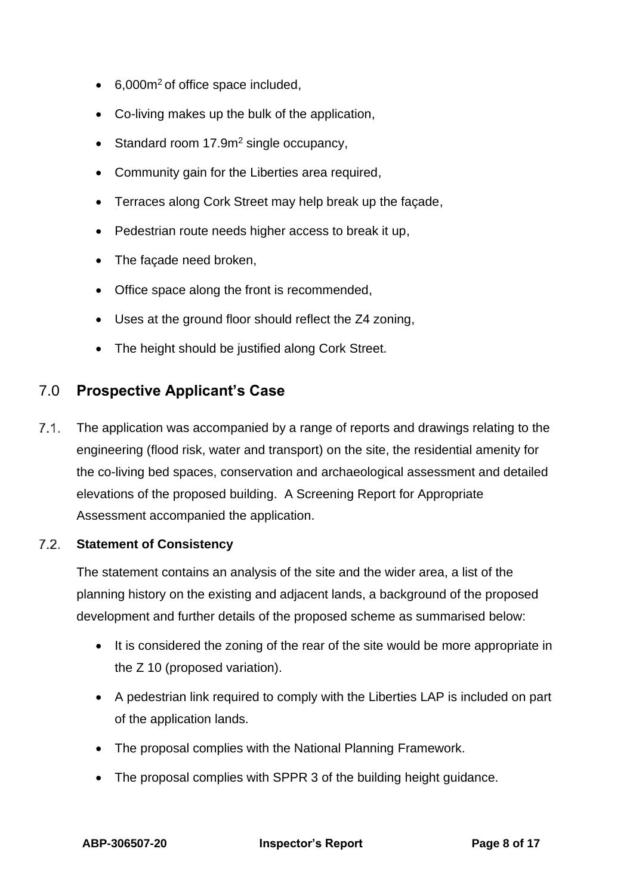- 6,000m$^2$ of office space included,
- Co-living makes up the bulk of the application,
- Standard room 17.9m$^2$ single occupancy,
- Community gain for the Liberties area required,
- Terraces along Cork Street may help break up the façade,
- Pedestrian route needs higher access to break it up,
- The façade need broken,
- Office space along the front is recommended,
- Uses at the ground floor should reflect the Z4 zoning,
- The height should be justified along Cork Street.

## 7.0 Prospective Applicant's Case

7.1. The application was accompanied by a range of reports and drawings relating to the engineering (flood risk, water and transport) on the site, the residential amenity for the co-living bed spaces, conservation and archaeological assessment and detailed elevations of the proposed building. A Screening Report for Appropriate Assessment accompanied the application.

7.2. **Statement of Consistency**

The statement contains an analysis of the site and the wider area, a list of the planning history on the existing and adjacent lands, a background of the proposed development and further details of the proposed scheme as summarised below:

- It is considered the zoning of the rear of the site would be more appropriate in the Z 10 (proposed variation).
- A pedestrian link required to comply with the Liberties LAP is included on part of the application lands.
- The proposal complies with the National Planning Framework.
- The proposal complies with SPPR 3 of the building height guidance.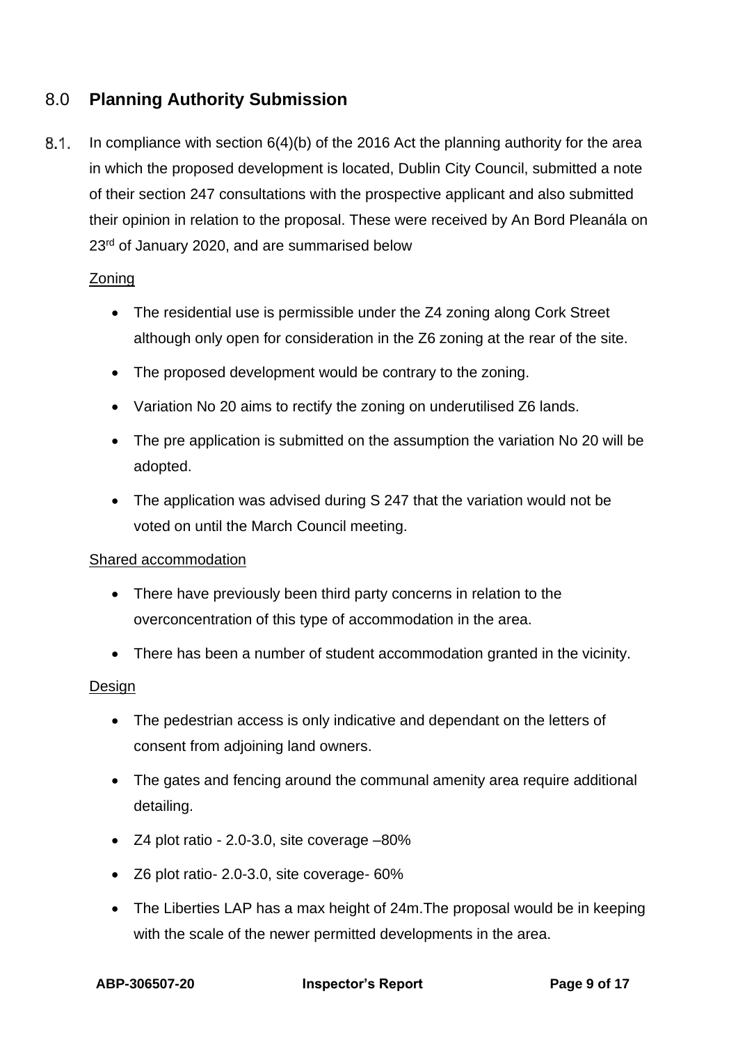## 8.0 **Planning Authority Submission**

8.1. In compliance with section 6(4)(b) of the 2016 Act the planning authority for the area in which the proposed development is located, Dublin City Council, submitted a note of their section 247 consultations with the prospective applicant and also submitted their opinion in relation to the proposal. These were received by An Bord Pleanála on 23rd of January 2020, and are summarised below

<u>Zoning</u>

- The residential use is permissible under the Z4 zoning along Cork Street although only open for consideration in the Z6 zoning at the rear of the site.
- The proposed development would be contrary to the zoning.
- Variation No 20 aims to rectify the zoning on underutilised Z6 lands.
- The pre application is submitted on the assumption the variation No 20 will be adopted.
- The application was advised during S 247 that the variation would not be voted on until the March Council meeting.

<u>Shared accommodation</u>

- There have previously been third party concerns in relation to the overconcentration of this type of accommodation in the area.
- There has been a number of student accommodation granted in the vicinity.

<u>Design</u>

- The pedestrian access is only indicative and dependant on the letters of consent from adjoining land owners.
- The gates and fencing around the communal amenity area require additional detailing.
- Z4 plot ratio - 2.0-3.0, site coverage –80%
- Z6 plot ratio- 2.0-3.0, site coverage- 60%
- The Liberties LAP has a max height of 24m.The proposal would be in keeping with the scale of the newer permitted developments in the area.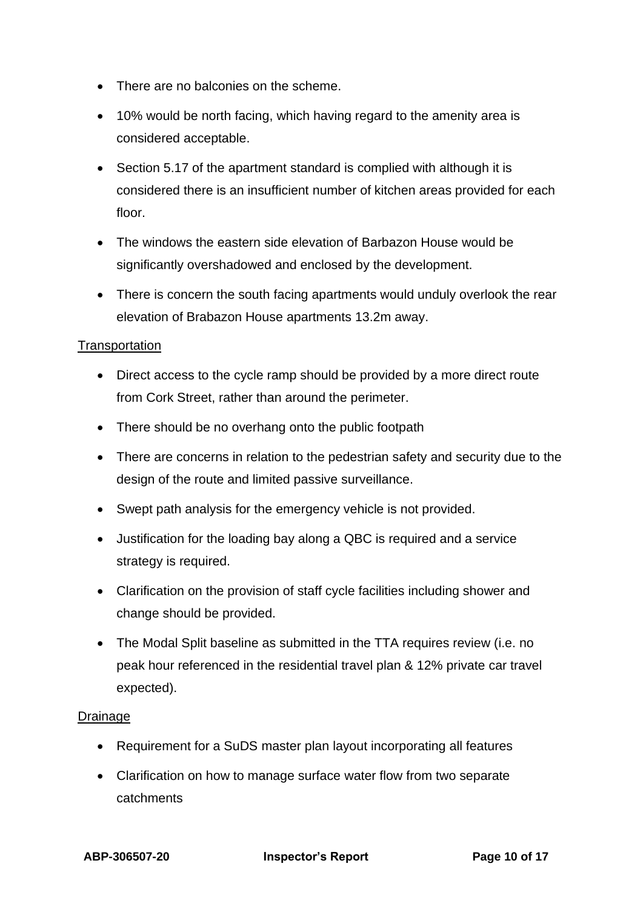- There are no balconies on the scheme.
- 10% would be north facing, which having regard to the amenity area is considered acceptable.
- Section 5.17 of the apartment standard is complied with although it is considered there is an insufficient number of kitchen areas provided for each floor.
- The windows the eastern side elevation of Barbazon House would be significantly overshadowed and enclosed by the development.
- There is concern the south facing apartments would unduly overlook the rear elevation of Brabazon House apartments 13.2m away.

Transportation

- Direct access to the cycle ramp should be provided by a more direct route from Cork Street, rather than around the perimeter.
- There should be no overhang onto the public footpath
- There are concerns in relation to the pedestrian safety and security due to the design of the route and limited passive surveillance.
- Swept path analysis for the emergency vehicle is not provided.
- Justification for the loading bay along a QBC is required and a service strategy is required.
- Clarification on the provision of staff cycle facilities including shower and change should be provided.
- The Modal Split baseline as submitted in the TTA requires review (i.e. no peak hour referenced in the residential travel plan & 12% private car travel expected).

Drainage

- Requirement for a SuDS master plan layout incorporating all features
- Clarification on how to manage surface water flow from two separate catchments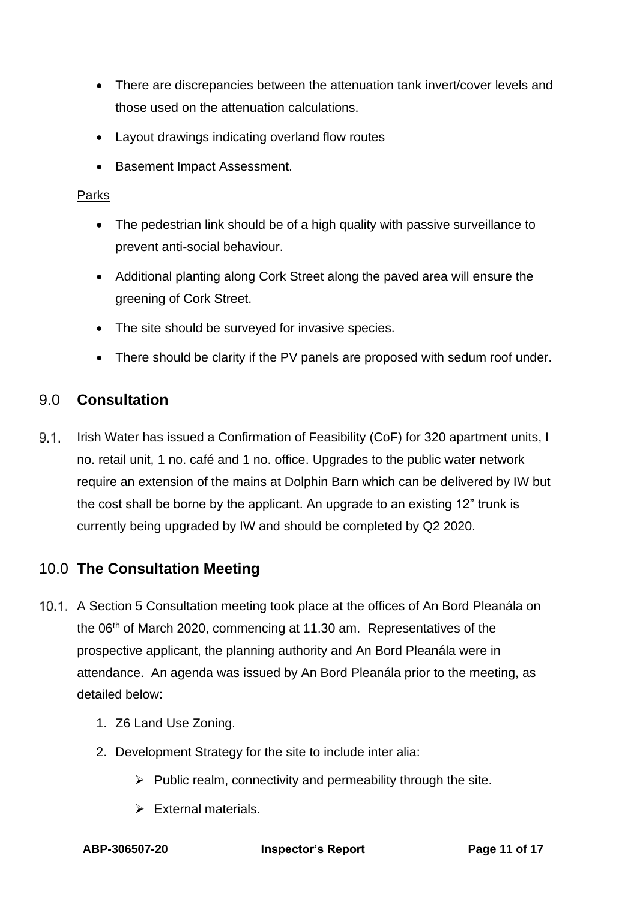- There are discrepancies between the attenuation tank invert/cover levels and those used on the attenuation calculations.
- Layout drawings indicating overland flow routes
- Basement Impact Assessment.

Parks

- The pedestrian link should be of a high quality with passive surveillance to prevent anti-social behaviour.
- Additional planting along Cork Street along the paved area will ensure the greening of Cork Street.
- The site should be surveyed for invasive species.
- There should be clarity if the PV panels are proposed with sedum roof under.

## 9.0 Consultation

9.1. Irish Water has issued a Confirmation of Feasibility (CoF) for 320 apartment units, I no. retail unit, 1 no. café and 1 no. office. Upgrades to the public water network require an extension of the mains at Dolphin Barn which can be delivered by IW but the cost shall be borne by the applicant. An upgrade to an existing 12" trunk is currently being upgraded by IW and should be completed by Q2 2020.

## 10.0 The Consultation Meeting

10.1. A Section 5 Consultation meeting took place at the offices of An Bord Pleanála on the 06th of March 2020, commencing at 11.30 am. Representatives of the prospective applicant, the planning authority and An Bord Pleanála were in attendance. An agenda was issued by An Bord Pleanála prior to the meeting, as detailed below:

1. Z6 Land Use Zoning.
2. Development Strategy for the site to include inter alia:
   - Public realm, connectivity and permeability through the site.
   - External materials.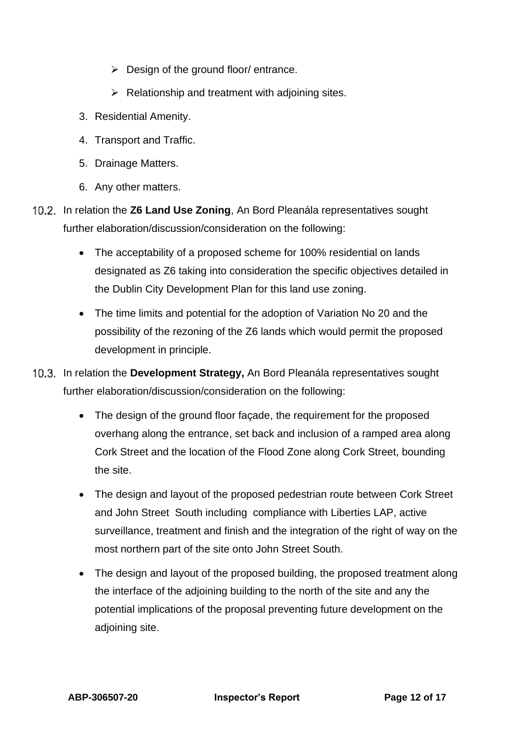- Design of the ground floor/ entrance.
- Relationship and treatment with adjoining sites.

3. Residential Amenity.
4. Transport and Traffic.
5. Drainage Matters.
6. Any other matters.

10.2. In relation the **Z6 Land Use Zoning**, An Bord Pleanála representatives sought further elaboration/discussion/consideration on the following:

- The acceptability of a proposed scheme for 100% residential on lands designated as Z6 taking into consideration the specific objectives detailed in the Dublin City Development Plan for this land use zoning.
- The time limits and potential for the adoption of Variation No 20 and the possibility of the rezoning of the Z6 lands which would permit the proposed development in principle.

10.3. In relation the **Development Strategy,** An Bord Pleanála representatives sought further elaboration/discussion/consideration on the following:

- The design of the ground floor façade, the requirement for the proposed overhang along the entrance, set back and inclusion of a ramped area along Cork Street and the location of the Flood Zone along Cork Street, bounding the site.
- The design and layout of the proposed pedestrian route between Cork Street and John Street South including compliance with Liberties LAP, active surveillance, treatment and finish and the integration of the right of way on the most northern part of the site onto John Street South.
- The design and layout of the proposed building, the proposed treatment along the interface of the adjoining building to the north of the site and any the potential implications of the proposal preventing future development on the adjoining site.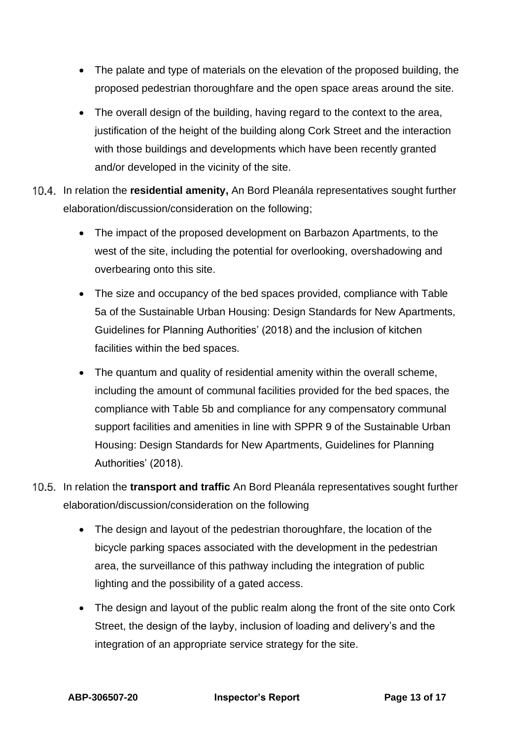- The palate and type of materials on the elevation of the proposed building, the proposed pedestrian thoroughfare and the open space areas around the site.
- The overall design of the building, having regard to the context to the area, justification of the height of the building along Cork Street and the interaction with those buildings and developments which have been recently granted and/or developed in the vicinity of the site.

10.4. In relation the **residential amenity,** An Bord Pleanála representatives sought further elaboration/discussion/consideration on the following;

- The impact of the proposed development on Barbazon Apartments, to the west of the site, including the potential for overlooking, overshadowing and overbearing onto this site.
- The size and occupancy of the bed spaces provided, compliance with Table 5a of the Sustainable Urban Housing: Design Standards for New Apartments, Guidelines for Planning Authorities' (2018) and the inclusion of kitchen facilities within the bed spaces.
- The quantum and quality of residential amenity within the overall scheme, including the amount of communal facilities provided for the bed spaces, the compliance with Table 5b and compliance for any compensatory communal support facilities and amenities in line with SPPR 9 of the Sustainable Urban Housing: Design Standards for New Apartments, Guidelines for Planning Authorities' (2018).

10.5. In relation the **transport and traffic** An Bord Pleanála representatives sought further elaboration/discussion/consideration on the following

- The design and layout of the pedestrian thoroughfare, the location of the bicycle parking spaces associated with the development in the pedestrian area, the surveillance of this pathway including the integration of public lighting and the possibility of a gated access.
- The design and layout of the public realm along the front of the site onto Cork Street, the design of the layby, inclusion of loading and delivery's and the integration of an appropriate service strategy for the site.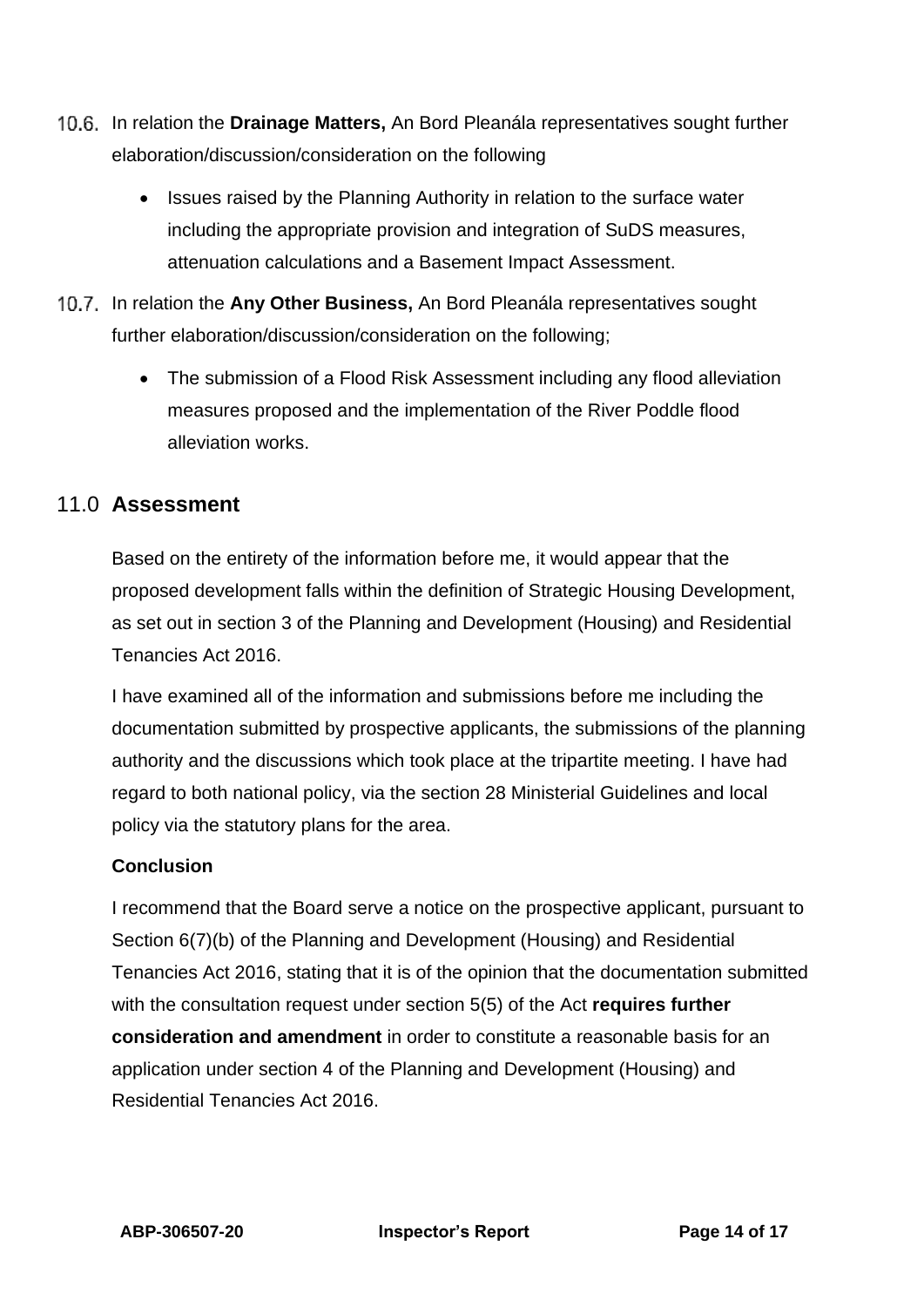10.6. In relation the **Drainage Matters,** An Bord Pleanála representatives sought further elaboration/discussion/consideration on the following

- Issues raised by the Planning Authority in relation to the surface water including the appropriate provision and integration of SuDS measures, attenuation calculations and a Basement Impact Assessment.

10.7. In relation the **Any Other Business,** An Bord Pleanála representatives sought further elaboration/discussion/consideration on the following;

- The submission of a Flood Risk Assessment including any flood alleviation measures proposed and the implementation of the River Poddle flood alleviation works.

## 11.0 Assessment

Based on the entirety of the information before me, it would appear that the proposed development falls within the definition of Strategic Housing Development, as set out in section 3 of the Planning and Development (Housing) and Residential Tenancies Act 2016.

I have examined all of the information and submissions before me including the documentation submitted by prospective applicants, the submissions of the planning authority and the discussions which took place at the tripartite meeting. I have had regard to both national policy, via the section 28 Ministerial Guidelines and local policy via the statutory plans for the area.

### Conclusion

I recommend that the Board serve a notice on the prospective applicant, pursuant to Section 6(7)(b) of the Planning and Development (Housing) and Residential Tenancies Act 2016, stating that it is of the opinion that the documentation submitted with the consultation request under section 5(5) of the Act **requires further consideration and amendment** in order to constitute a reasonable basis for an application under section 4 of the Planning and Development (Housing) and Residential Tenancies Act 2016.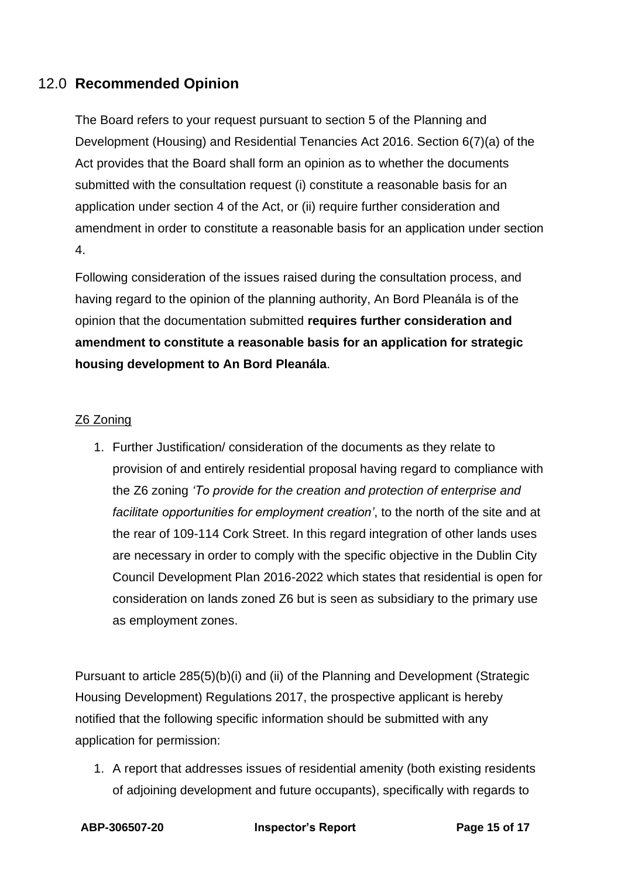## 12.0 **Recommended Opinion**

The Board refers to your request pursuant to section 5 of the Planning and Development (Housing) and Residential Tenancies Act 2016. Section 6(7)(a) of the Act provides that the Board shall form an opinion as to whether the documents submitted with the consultation request (i) constitute a reasonable basis for an application under section 4 of the Act, or (ii) require further consideration and amendment in order to constitute a reasonable basis for an application under section 4.

Following consideration of the issues raised during the consultation process, and having regard to the opinion of the planning authority, An Bord Pleanála is of the opinion that the documentation submitted **requires further consideration and amendment to constitute a reasonable basis for an application for strategic housing development to An Bord Pleanála**.

<u>Z6 Zoning</u>

1. Further Justification/ consideration of the documents as they relate to provision of and entirely residential proposal having regard to compliance with the Z6 zoning *'To provide for the creation and protection of enterprise and facilitate opportunities for employment creation'*, to the north of the site and at the rear of 109-114 Cork Street. In this regard integration of other lands uses are necessary in order to comply with the specific objective in the Dublin City Council Development Plan 2016-2022 which states that residential is open for consideration on lands zoned Z6 but is seen as subsidiary to the primary use as employment zones.

Pursuant to article 285(5)(b)(i) and (ii) of the Planning and Development (Strategic Housing Development) Regulations 2017, the prospective applicant is hereby notified that the following specific information should be submitted with any application for permission:

1. A report that addresses issues of residential amenity (both existing residents of adjoining development and future occupants), specifically with regards to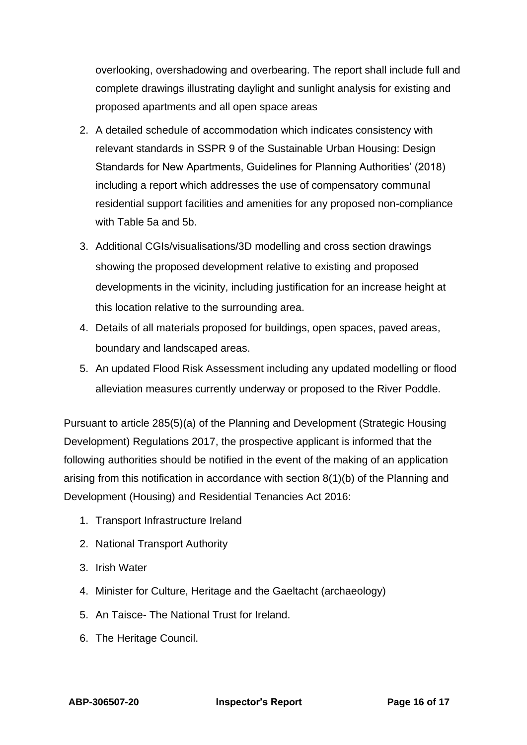overlooking, overshadowing and overbearing. The report shall include full and complete drawings illustrating daylight and sunlight analysis for existing and proposed apartments and all open space areas

2. A detailed schedule of accommodation which indicates consistency with relevant standards in SSPR 9 of the Sustainable Urban Housing: Design Standards for New Apartments, Guidelines for Planning Authorities' (2018) including a report which addresses the use of compensatory communal residential support facilities and amenities for any proposed non-compliance with Table 5a and 5b.
3. Additional CGIs/visualisations/3D modelling and cross section drawings showing the proposed development relative to existing and proposed developments in the vicinity, including justification for an increase height at this location relative to the surrounding area.
4. Details of all materials proposed for buildings, open spaces, paved areas, boundary and landscaped areas.
5. An updated Flood Risk Assessment including any updated modelling or flood alleviation measures currently underway or proposed to the River Poddle.

Pursuant to article 285(5)(a) of the Planning and Development (Strategic Housing Development) Regulations 2017, the prospective applicant is informed that the following authorities should be notified in the event of the making of an application arising from this notification in accordance with section 8(1)(b) of the Planning and Development (Housing) and Residential Tenancies Act 2016:

1. Transport Infrastructure Ireland
2. National Transport Authority
3. Irish Water
4. Minister for Culture, Heritage and the Gaeltacht (archaeology)
5. An Taisce- The National Trust for Ireland.
6. The Heritage Council.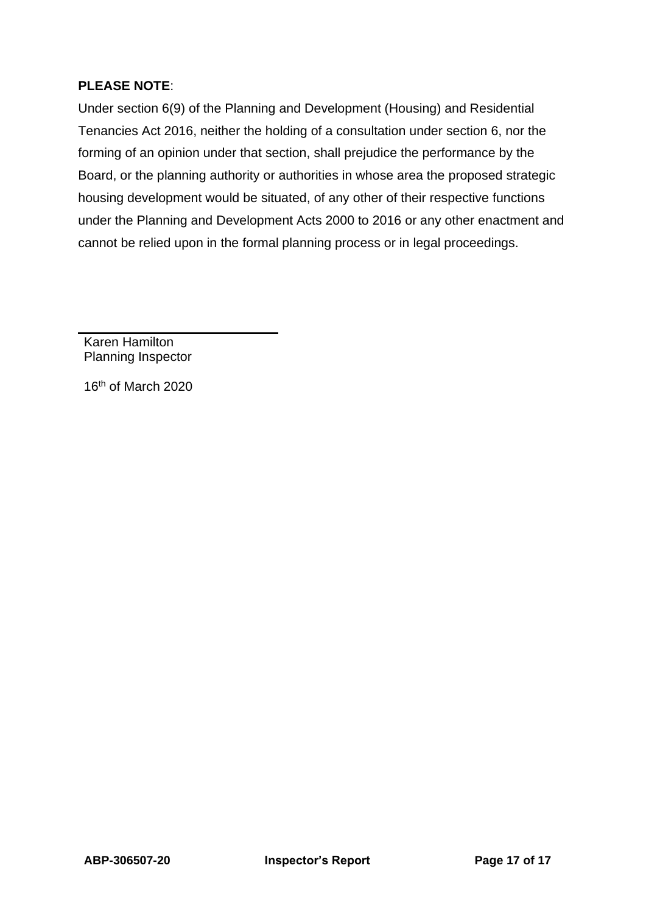**PLEASE NOTE**:

Under section 6(9) of the Planning and Development (Housing) and Residential Tenancies Act 2016, neither the holding of a consultation under section 6, nor the forming of an opinion under that section, shall prejudice the performance by the Board, or the planning authority or authorities in whose area the proposed strategic housing development would be situated, of any other of their respective functions under the Planning and Development Acts 2000 to 2016 or any other enactment and cannot be relied upon in the formal planning process or in legal proceedings.

Karen Hamilton
Planning Inspector

16th of March 2020